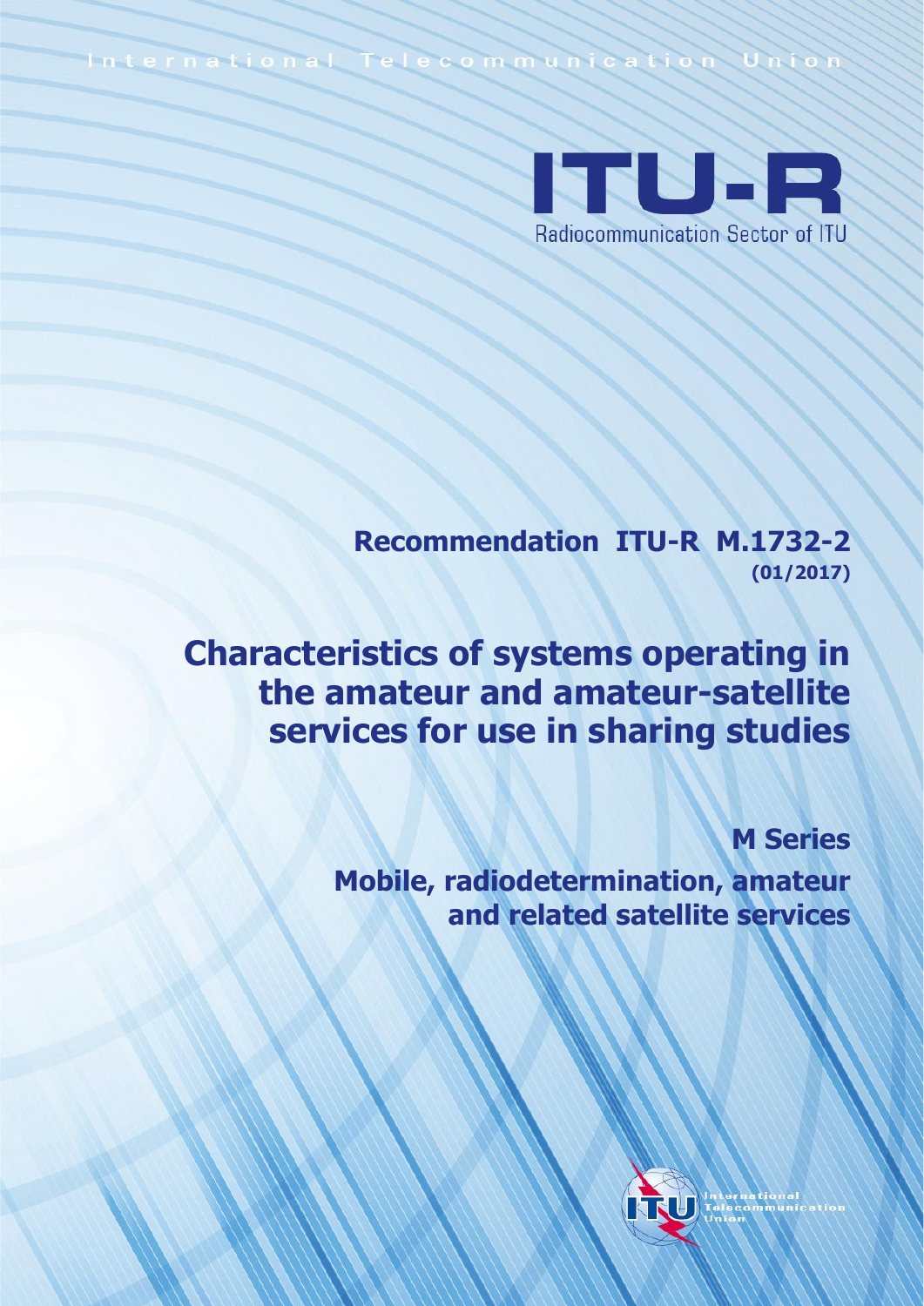International Telecommunication Union

ITU-R

Radiocommunication Sector of ITU

**Recommendation ITU-R M.1732-2**
**(01/2017)**

# Characteristics of systems operating in the amateur and amateur-satellite services for use in sharing studies

**M Series**

**Mobile, radiodetermination, amateur and related satellite services**

International Telecommunication Union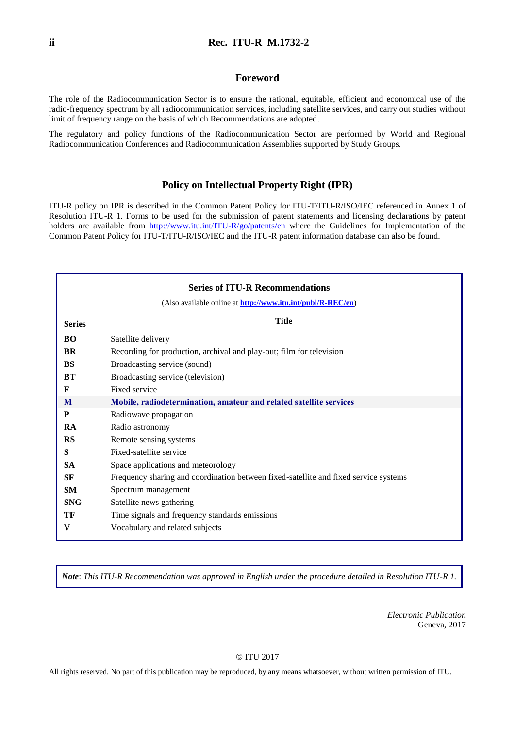## Foreword

The role of the Radiocommunication Sector is to ensure the rational, equitable, efficient and economical use of the radio-frequency spectrum by all radiocommunication services, including satellite services, and carry out studies without limit of frequency range on the basis of which Recommendations are adopted.

The regulatory and policy functions of the Radiocommunication Sector are performed by World and Regional Radiocommunication Conferences and Radiocommunication Assemblies supported by Study Groups.

## Policy on Intellectual Property Right (IPR)

ITU-R policy on IPR is described in the Common Patent Policy for ITU-T/ITU-R/ISO/IEC referenced in Annex 1 of Resolution ITU-R 1. Forms to be used for the submission of patent statements and licensing declarations by patent holders are available from http://www.itu.int/ITU-R/go/patents/en where the Guidelines for Implementation of the Common Patent Policy for ITU-T/ITU-R/ISO/IEC and the ITU-R patent information database can also be found.

### Series of ITU-R Recommendations

(Also available online at **http://www.itu.int/publ/R-REC/en**)

| Series | Title |
|---|---|
| **BO** | Satellite delivery |
| **BR** | Recording for production, archival and play-out; film for television |
| **BS** | Broadcasting service (sound) |
| **BT** | Broadcasting service (television) |
| **F** | Fixed service |
| **M** | **Mobile, radiodetermination, amateur and related satellite services** |
| **P** | Radiowave propagation |
| **RA** | Radio astronomy |
| **RS** | Remote sensing systems |
| **S** | Fixed-satellite service |
| **SA** | Space applications and meteorology |
| **SF** | Frequency sharing and coordination between fixed-satellite and fixed service systems |
| **SM** | Spectrum management |
| **SNG** | Satellite news gathering |
| **TF** | Time signals and frequency standards emissions |
| **V** | Vocabulary and related subjects |

***Note**: This ITU-R Recommendation was approved in English under the procedure detailed in Resolution ITU-R 1.*

*Electronic Publication*
Geneva, 2017

© ITU 2017

All rights reserved. No part of this publication may be reproduced, by any means whatsoever, without written permission of ITU.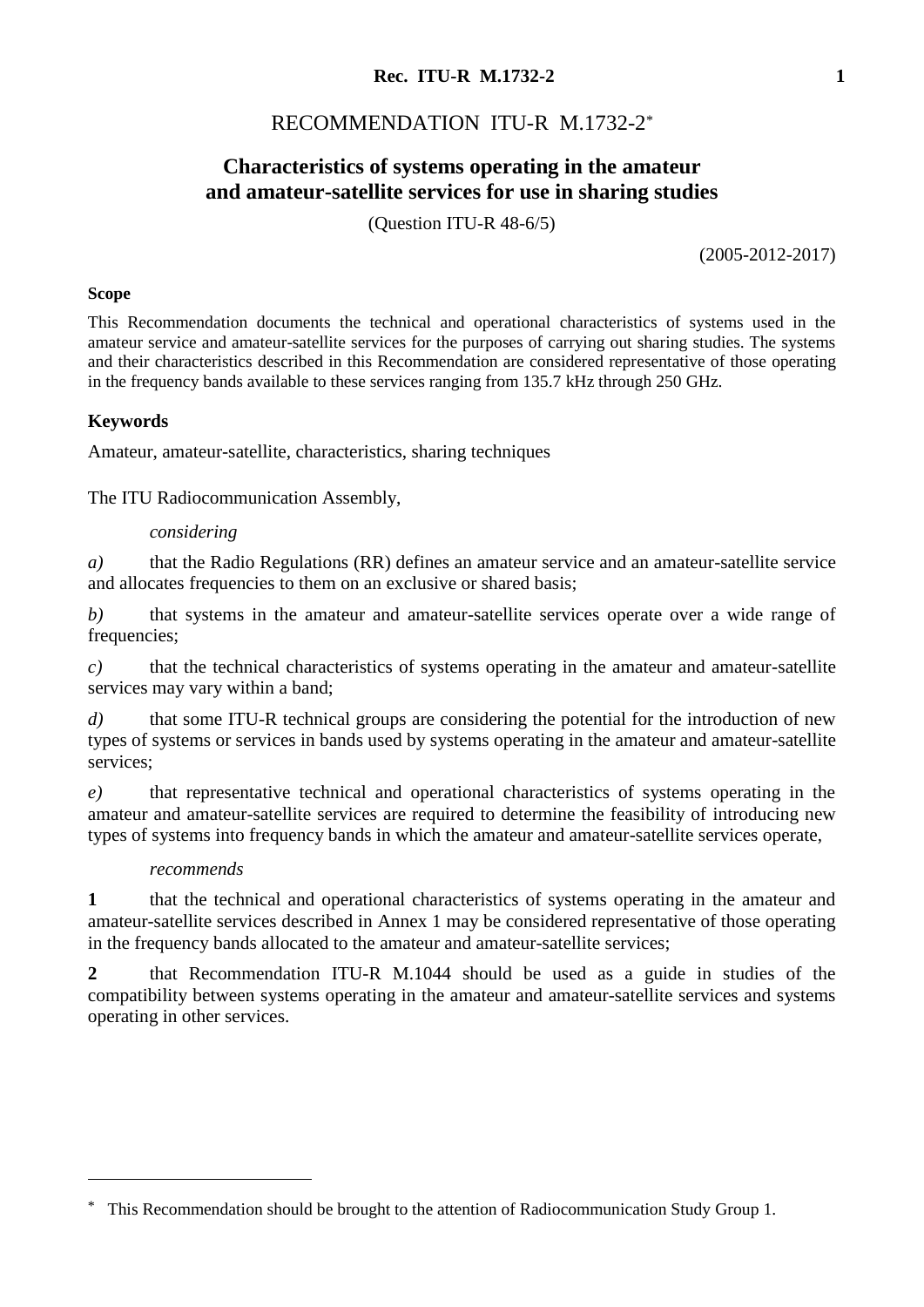# RECOMMENDATION ITU-R M.1732-2*

## Characteristics of systems operating in the amateur and amateur-satellite services for use in sharing studies

(Question ITU-R 48-6/5)

(2005-2012-2017)

**Scope**

This Recommendation documents the technical and operational characteristics of systems used in the amateur service and amateur-satellite services for the purposes of carrying out sharing studies. The systems and their characteristics described in this Recommendation are considered representative of those operating in the frequency bands available to these services ranging from 135.7 kHz through 250 GHz.

**Keywords**

Amateur, amateur-satellite, characteristics, sharing techniques

The ITU Radiocommunication Assembly,

*considering*

*a)* that the Radio Regulations (RR) defines an amateur service and an amateur-satellite service and allocates frequencies to them on an exclusive or shared basis;

*b)* that systems in the amateur and amateur-satellite services operate over a wide range of frequencies;

*c)* that the technical characteristics of systems operating in the amateur and amateur-satellite services may vary within a band;

*d)* that some ITU-R technical groups are considering the potential for the introduction of new types of systems or services in bands used by systems operating in the amateur and amateur-satellite services;

*e)* that representative technical and operational characteristics of systems operating in the amateur and amateur-satellite services are required to determine the feasibility of introducing new types of systems into frequency bands in which the amateur and amateur-satellite services operate,

*recommends*

**1** that the technical and operational characteristics of systems operating in the amateur and amateur-satellite services described in Annex 1 may be considered representative of those operating in the frequency bands allocated to the amateur and amateur-satellite services;

**2** that Recommendation ITU-R M.1044 should be used as a guide in studies of the compatibility between systems operating in the amateur and amateur-satellite services and systems operating in other services.

---

* This Recommendation should be brought to the attention of Radiocommunication Study Group 1.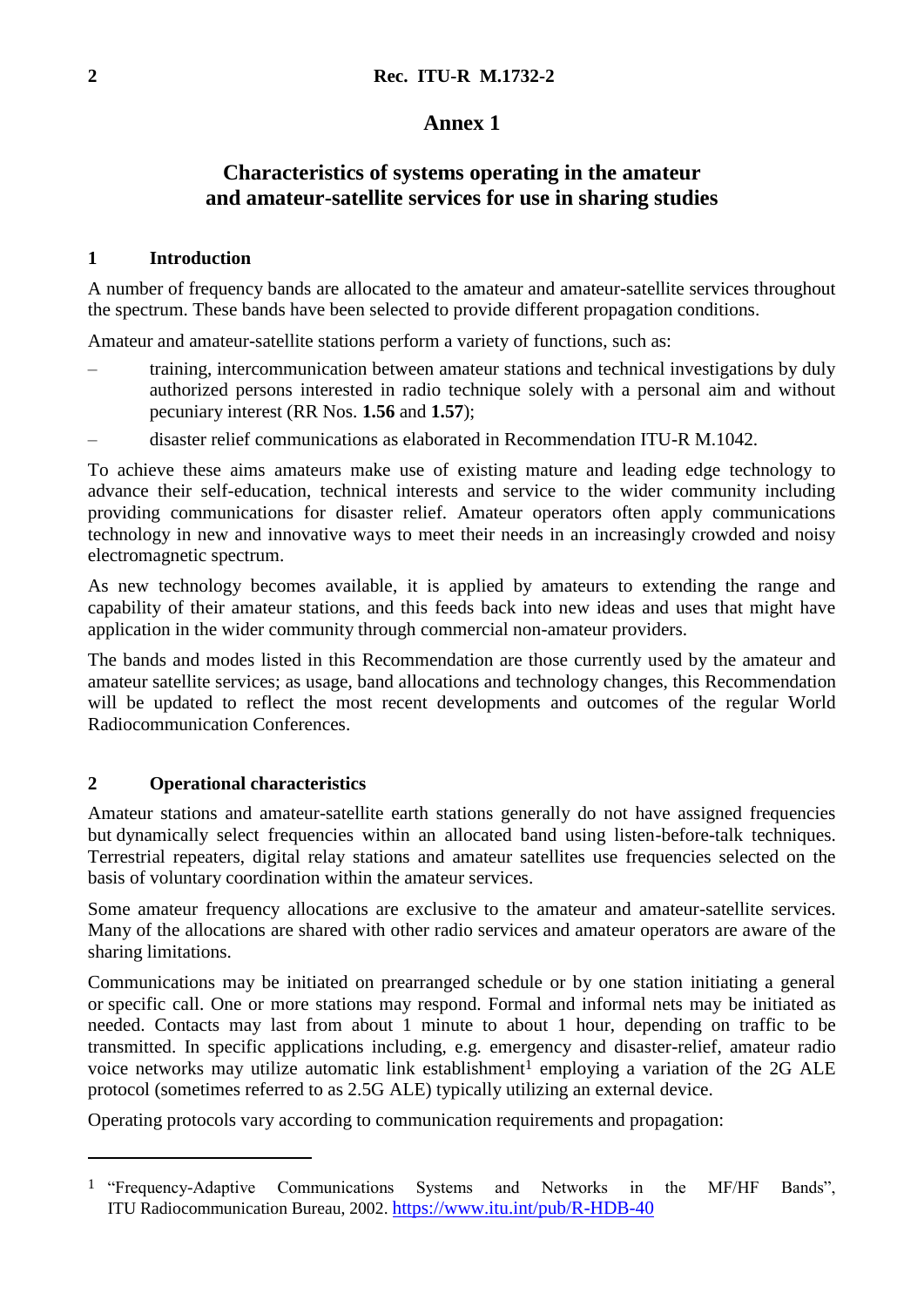# Annex 1

## Characteristics of systems operating in the amateur and amateur-satellite services for use in sharing studies

### 1 Introduction

A number of frequency bands are allocated to the amateur and amateur-satellite services throughout the spectrum. These bands have been selected to provide different propagation conditions.

Amateur and amateur-satellite stations perform a variety of functions, such as:

– training, intercommunication between amateur stations and technical investigations by duly authorized persons interested in radio technique solely with a personal aim and without pecuniary interest (RR Nos. **1.56** and **1.57**);

– disaster relief communications as elaborated in Recommendation ITU-R M.1042.

To achieve these aims amateurs make use of existing mature and leading edge technology to advance their self-education, technical interests and service to the wider community including providing communications for disaster relief. Amateur operators often apply communications technology in new and innovative ways to meet their needs in an increasingly crowded and noisy electromagnetic spectrum.

As new technology becomes available, it is applied by amateurs to extending the range and capability of their amateur stations, and this feeds back into new ideas and uses that might have application in the wider community through commercial non-amateur providers.

The bands and modes listed in this Recommendation are those currently used by the amateur and amateur satellite services; as usage, band allocations and technology changes, this Recommendation will be updated to reflect the most recent developments and outcomes of the regular World Radiocommunication Conferences.

### 2 Operational characteristics

Amateur stations and amateur-satellite earth stations generally do not have assigned frequencies but dynamically select frequencies within an allocated band using listen-before-talk techniques. Terrestrial repeaters, digital relay stations and amateur satellites use frequencies selected on the basis of voluntary coordination within the amateur services.

Some amateur frequency allocations are exclusive to the amateur and amateur-satellite services. Many of the allocations are shared with other radio services and amateur operators are aware of the sharing limitations.

Communications may be initiated on prearranged schedule or by one station initiating a general or specific call. One or more stations may respond. Formal and informal nets may be initiated as needed. Contacts may last from about 1 minute to about 1 hour, depending on traffic to be transmitted. In specific applications including, e.g. emergency and disaster-relief, amateur radio voice networks may utilize automatic link establishment[1] employing a variation of the 2G ALE protocol (sometimes referred to as 2.5G ALE) typically utilizing an external device.

Operating protocols vary according to communication requirements and propagation:

---

[1] "Frequency-Adaptive Communications Systems and Networks in the MF/HF Bands", ITU Radiocommunication Bureau, 2002. https://www.itu.int/pub/R-HDB-40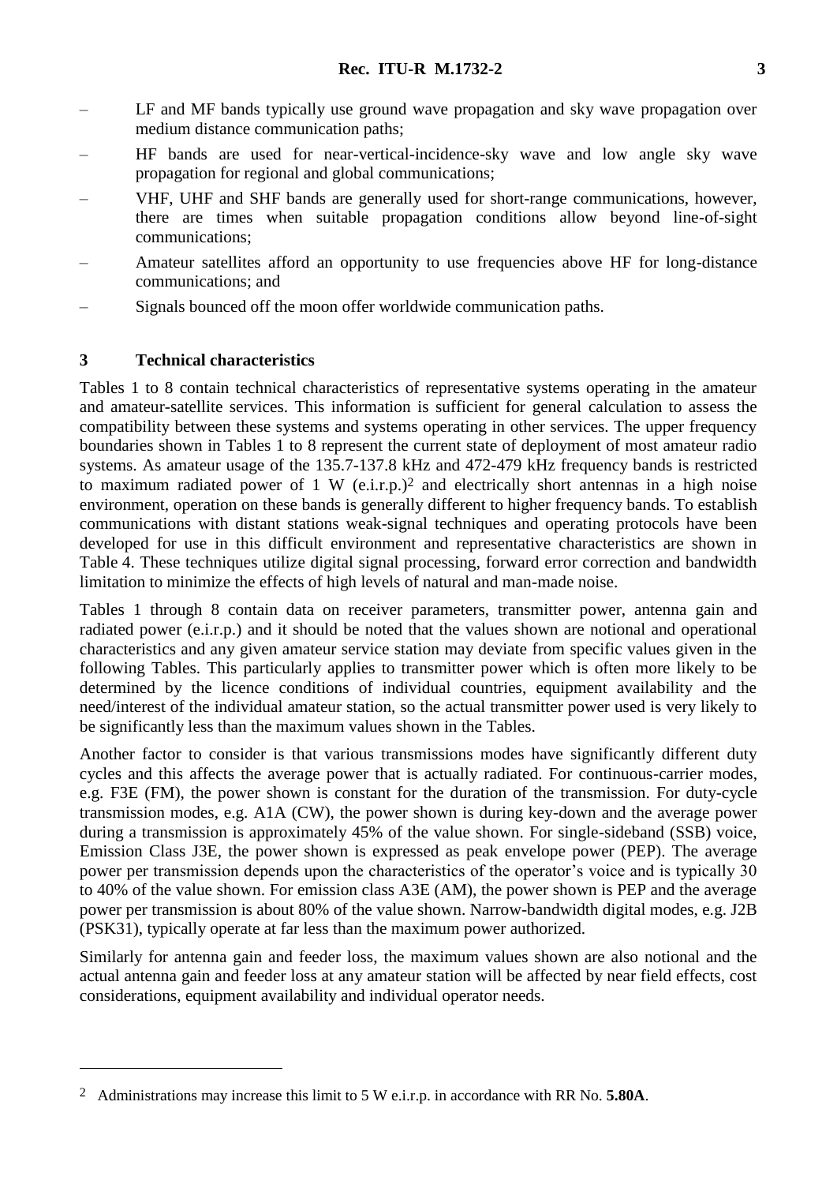- LF and MF bands typically use ground wave propagation and sky wave propagation over medium distance communication paths;
- HF bands are used for near-vertical-incidence-sky wave and low angle sky wave propagation for regional and global communications;
- VHF, UHF and SHF bands are generally used for short-range communications, however, there are times when suitable propagation conditions allow beyond line-of-sight communications;
- Amateur satellites afford an opportunity to use frequencies above HF for long-distance communications; and
- Signals bounced off the moon offer worldwide communication paths.

## 3 Technical characteristics

Tables 1 to 8 contain technical characteristics of representative systems operating in the amateur and amateur-satellite services. This information is sufficient for general calculation to assess the compatibility between these systems and systems operating in other services. The upper frequency boundaries shown in Tables 1 to 8 represent the current state of deployment of most amateur radio systems. As amateur usage of the 135.7-137.8 kHz and 472-479 kHz frequency bands is restricted to maximum radiated power of 1 W (e.i.r.p.)[2] and electrically short antennas in a high noise environment, operation on these bands is generally different to higher frequency bands. To establish communications with distant stations weak-signal techniques and operating protocols have been developed for use in this difficult environment and representative characteristics are shown in Table 4. These techniques utilize digital signal processing, forward error correction and bandwidth limitation to minimize the effects of high levels of natural and man-made noise.

Tables 1 through 8 contain data on receiver parameters, transmitter power, antenna gain and radiated power (e.i.r.p.) and it should be noted that the values shown are notional and operational characteristics and any given amateur service station may deviate from specific values given in the following Tables. This particularly applies to transmitter power which is often more likely to be determined by the licence conditions of individual countries, equipment availability and the need/interest of the individual amateur station, so the actual transmitter power used is very likely to be significantly less than the maximum values shown in the Tables.

Another factor to consider is that various transmissions modes have significantly different duty cycles and this affects the average power that is actually radiated. For continuous-carrier modes, e.g. F3E (FM), the power shown is constant for the duration of the transmission. For duty-cycle transmission modes, e.g. A1A (CW), the power shown is during key-down and the average power during a transmission is approximately 45% of the value shown. For single-sideband (SSB) voice, Emission Class J3E, the power shown is expressed as peak envelope power (PEP). The average power per transmission depends upon the characteristics of the operator's voice and is typically 30 to 40% of the value shown. For emission class A3E (AM), the power shown is PEP and the average power per transmission is about 80% of the value shown. Narrow-bandwidth digital modes, e.g. J2B (PSK31), typically operate at far less than the maximum power authorized.

Similarly for antenna gain and feeder loss, the maximum values shown are also notional and the actual antenna gain and feeder loss at any amateur station will be affected by near field effects, cost considerations, equipment availability and individual operator needs.

---

[2] Administrations may increase this limit to 5 W e.i.r.p. in accordance with RR No. **5.80A**.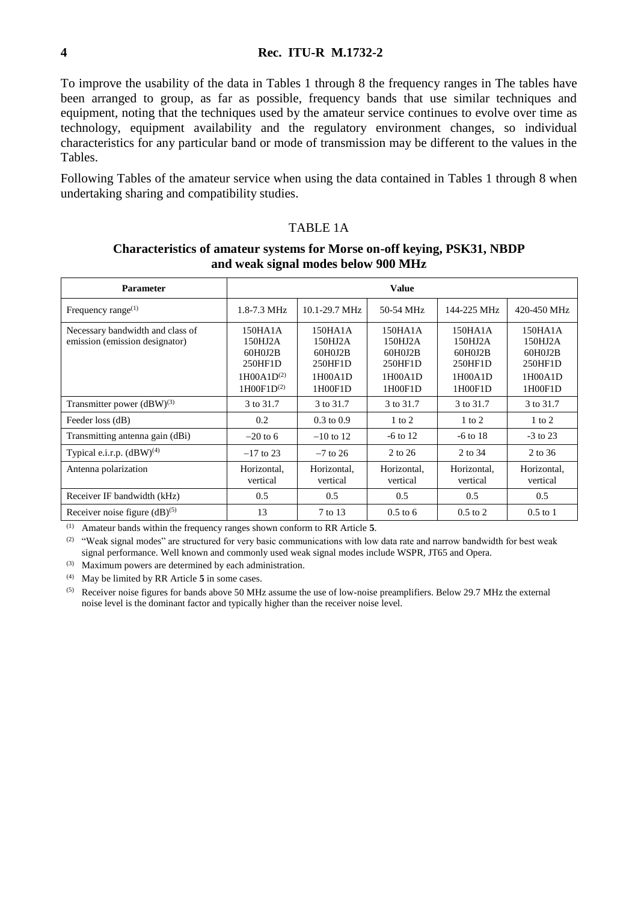To improve the usability of the data in Tables 1 through 8 the frequency ranges in The tables have been arranged to group, as far as possible, frequency bands that use similar techniques and equipment, noting that the techniques used by the amateur service continues to evolve over time as technology, equipment availability and the regulatory environment changes, so individual characteristics for any particular band or mode of transmission may be different to the values in the Tables.

Following Tables of the amateur service when using the data contained in Tables 1 through 8 when undertaking sharing and compatibility studies.

TABLE 1A

**Characteristics of amateur systems for Morse on-off keying, PSK31, NBDP and weak signal modes below 900 MHz**

| Parameter | Value | | | | |
|---|---|---|---|---|---|
| Frequency range[(1)] | 1.8-7.3 MHz | 10.1-29.7 MHz | 50-54 MHz | 144-225 MHz | 420-450 MHz |
| Necessary bandwidth and class of emission (emission designator) | 150HA1A<br>150HJ2A<br>60H0J2B<br>250HF1D<br>1H00A1D[(2)]<br>1H00F1D[(2)] | 150HA1A<br>150HJ2A<br>60H0J2B<br>250HF1D<br>1H00A1D<br>1H00F1D | 150HA1A<br>150HJ2A<br>60H0J2B<br>250HF1D<br>1H00A1D<br>1H00F1D | 150HA1A<br>150HJ2A<br>60H0J2B<br>250HF1D<br>1H00A1D<br>1H00F1D | 150HA1A<br>150HJ2A<br>60H0J2B<br>250HF1D<br>1H00A1D<br>1H00F1D |
| Transmitter power (dBW)[(3)] | 3 to 31.7 | 3 to 31.7 | 3 to 31.7 | 3 to 31.7 | 3 to 31.7 |
| Feeder loss (dB) | 0.2 | 0.3 to 0.9 | 1 to 2 | 1 to 2 | 1 to 2 |
| Transmitting antenna gain (dBi) | –20 to 6 | –10 to 12 | -6 to 12 | -6 to 18 | -3 to 23 |
| Typical e.i.r.p. (dBW)[(4)] | –17 to 23 | –7 to 26 | 2 to 26 | 2 to 34 | 2 to 36 |
| Antenna polarization | Horizontal, vertical | Horizontal, vertical | Horizontal, vertical | Horizontal, vertical | Horizontal, vertical |
| Receiver IF bandwidth (kHz) | 0.5 | 0.5 | 0.5 | 0.5 | 0.5 |
| Receiver noise figure (dB)[(5)] | 13 | 7 to 13 | 0.5 to 6 | 0.5 to 2 | 0.5 to 1 |

[(1)] Amateur bands within the frequency ranges shown conform to RR Article **5**.

[(2)] "Weak signal modes" are structured for very basic communications with low data rate and narrow bandwidth for best weak signal performance. Well known and commonly used weak signal modes include WSPR, JT65 and Opera.

[(3)] Maximum powers are determined by each administration.

[(4)] May be limited by RR Article **5** in some cases.

[(5)] Receiver noise figures for bands above 50 MHz assume the use of low-noise preamplifiers. Below 29.7 MHz the external noise level is the dominant factor and typically higher than the receiver noise level.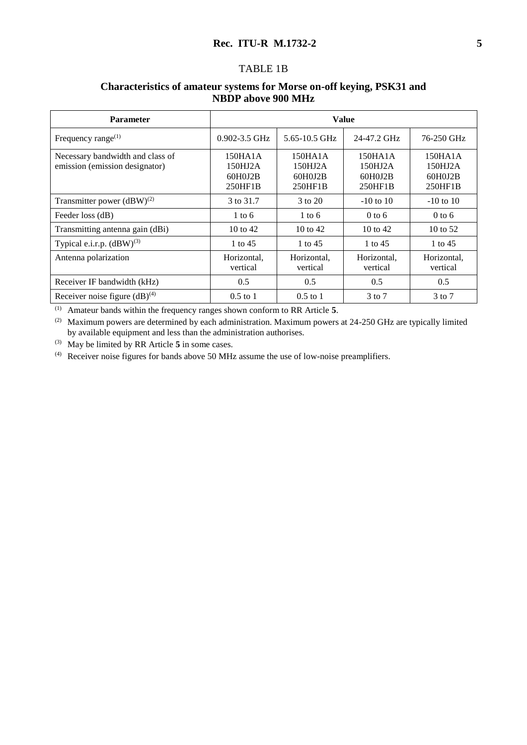TABLE 1B

**Characteristics of amateur systems for Morse on-off keying, PSK31 and NBDP above 900 MHz**

| Parameter | Value | | | |
|---|---|---|---|---|
| Frequency range(1) | 0.902-3.5 GHz | 5.65-10.5 GHz | 24-47.2 GHz | 76-250 GHz |
| Necessary bandwidth and class of emission (emission designator) | 150HA1A<br>150HJ2A<br>60H0J2B<br>250HF1B | 150HA1A<br>150HJ2A<br>60H0J2B<br>250HF1B | 150HA1A<br>150HJ2A<br>60H0J2B<br>250HF1B | 150HA1A<br>150HJ2A<br>60H0J2B<br>250HF1B |
| Transmitter power (dBW)(2) | 3 to 31.7 | 3 to 20 | -10 to 10 | -10 to 10 |
| Feeder loss (dB) | 1 to 6 | 1 to 6 | 0 to 6 | 0 to 6 |
| Transmitting antenna gain (dBi) | 10 to 42 | 10 to 42 | 10 to 42 | 10 to 52 |
| Typical e.i.r.p. (dBW)(3) | 1 to 45 | 1 to 45 | 1 to 45 | 1 to 45 |
| Antenna polarization | Horizontal, vertical | Horizontal, vertical | Horizontal, vertical | Horizontal, vertical |
| Receiver IF bandwidth (kHz) | 0.5 | 0.5 | 0.5 | 0.5 |
| Receiver noise figure (dB)(4) | 0.5 to 1 | 0.5 to 1 | 3 to 7 | 3 to 7 |

(1) Amateur bands within the frequency ranges shown conform to RR Article **5**.

(2) Maximum powers are determined by each administration. Maximum powers at 24-250 GHz are typically limited by available equipment and less than the administration authorises.

(3) May be limited by RR Article **5** in some cases.

(4) Receiver noise figures for bands above 50 MHz assume the use of low-noise preamplifiers.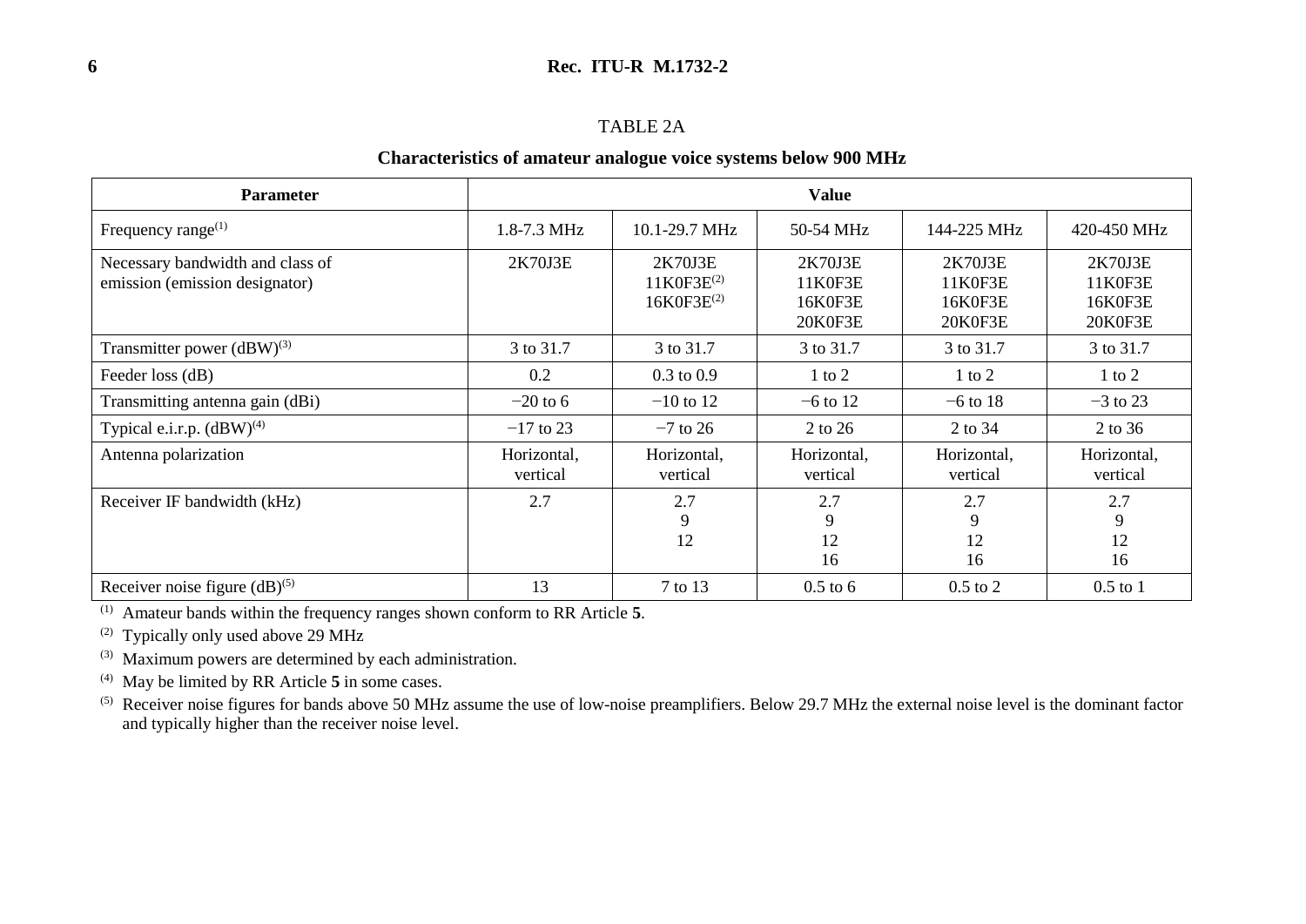TABLE 2A

**Characteristics of amateur analogue voice systems below 900 MHz**

| Parameter | Value | | | | |
|---|---|---|---|---|---|
| Frequency range[(1)] | 1.8-7.3 MHz | 10.1-29.7 MHz | 50-54 MHz | 144-225 MHz | 420-450 MHz |
| Necessary bandwidth and class of emission (emission designator) | 2K70J3E | 2K70J3E<br>11K0F3E[(2)]<br>16K0F3E[(2)] | 2K70J3E<br>11K0F3E<br>16K0F3E<br>20K0F3E | 2K70J3E<br>11K0F3E<br>16K0F3E<br>20K0F3E | 2K70J3E<br>11K0F3E<br>16K0F3E<br>20K0F3E |
| Transmitter power (dBW)[(3)] | 3 to 31.7 | 3 to 31.7 | 3 to 31.7 | 3 to 31.7 | 3 to 31.7 |
| Feeder loss (dB) | 0.2 | 0.3 to 0.9 | 1 to 2 | 1 to 2 | 1 to 2 |
| Transmitting antenna gain (dBi) | −20 to 6 | −10 to 12 | −6 to 12 | −6 to 18 | −3 to 23 |
| Typical e.i.r.p. (dBW)[(4)] | −17 to 23 | −7 to 26 | 2 to 26 | 2 to 34 | 2 to 36 |
| Antenna polarization | Horizontal, vertical | Horizontal, vertical | Horizontal, vertical | Horizontal, vertical | Horizontal, vertical |
| Receiver IF bandwidth (kHz) | 2.7 | 2.7<br>9<br>12 | 2.7<br>9<br>12<br>16 | 2.7<br>9<br>12<br>16 | 2.7<br>9<br>12<br>16 |
| Receiver noise figure (dB)[(5)] | 13 | 7 to 13 | 0.5 to 6 | 0.5 to 2 | 0.5 to 1 |

(1) Amateur bands within the frequency ranges shown conform to RR Article **5**.

(2) Typically only used above 29 MHz

(3) Maximum powers are determined by each administration.

(4) May be limited by RR Article **5** in some cases.

(5) Receiver noise figures for bands above 50 MHz assume the use of low-noise preamplifiers. Below 29.7 MHz the external noise level is the dominant factor and typically higher than the receiver noise level.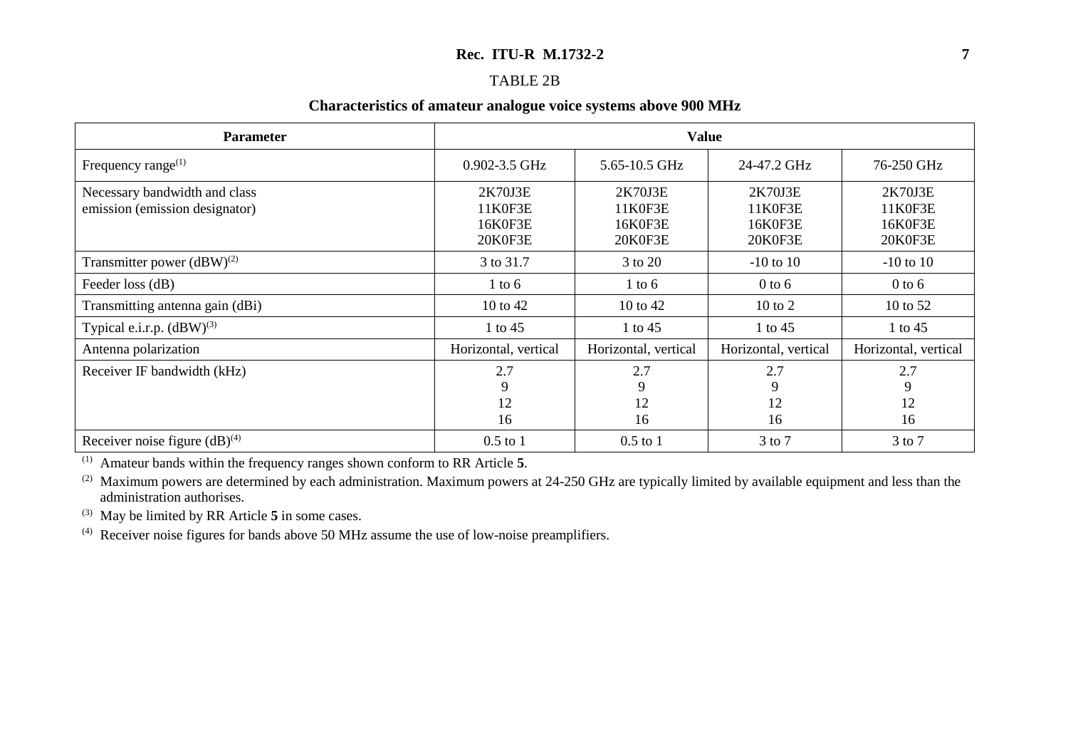TABLE 2B

**Characteristics of amateur analogue voice systems above 900 MHz**

| Parameter | Value | | | |
|---|---|---|---|---|
| Frequency range[(1)] | 0.902-3.5 GHz | 5.65-10.5 GHz | 24-47.2 GHz | 76-250 GHz |
| Necessary bandwidth and class emission (emission designator) | 2K70J3E<br>11K0F3E<br>16K0F3E<br>20K0F3E | 2K70J3E<br>11K0F3E<br>16K0F3E<br>20K0F3E | 2K70J3E<br>11K0F3E<br>16K0F3E<br>20K0F3E | 2K70J3E<br>11K0F3E<br>16K0F3E<br>20K0F3E |
| Transmitter power (dBW)[(2)] | 3 to 31.7 | 3 to 20 | -10 to 10 | -10 to 10 |
| Feeder loss (dB) | 1 to 6 | 1 to 6 | 0 to 6 | 0 to 6 |
| Transmitting antenna gain (dBi) | 10 to 42 | 10 to 42 | 10 to 2 | 10 to 52 |
| Typical e.i.r.p. (dBW)[(3)] | 1 to 45 | 1 to 45 | 1 to 45 | 1 to 45 |
| Antenna polarization | Horizontal, vertical | Horizontal, vertical | Horizontal, vertical | Horizontal, vertical |
| Receiver IF bandwidth (kHz) | 2.7<br>9<br>12<br>16 | 2.7<br>9<br>12<br>16 | 2.7<br>9<br>12<br>16 | 2.7<br>9<br>12<br>16 |
| Receiver noise figure (dB)[(4)] | 0.5 to 1 | 0.5 to 1 | 3 to 7 | 3 to 7 |

[(1)] Amateur bands within the frequency ranges shown conform to RR Article **5**.

[(2)] Maximum powers are determined by each administration. Maximum powers at 24-250 GHz are typically limited by available equipment and less than the administration authorises.

[(3)] May be limited by RR Article **5** in some cases.

[(4)] Receiver noise figures for bands above 50 MHz assume the use of low-noise preamplifiers.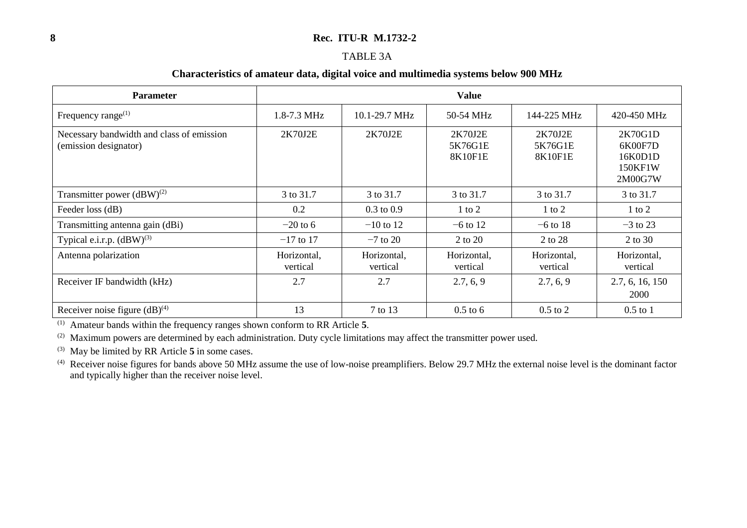TABLE 3A

**Characteristics of amateur data, digital voice and multimedia systems below 900 MHz**

| Parameter | Value | | | | |
|---|---|---|---|---|---|
| Frequency range[(1)] | 1.8-7.3 MHz | 10.1-29.7 MHz | 50-54 MHz | 144-225 MHz | 420-450 MHz |
| Necessary bandwidth and class of emission (emission designator) | 2K70J2E | 2K70J2E | 2K70J2E<br>5K76G1E<br>8K10F1E | 2K70J2E<br>5K76G1E<br>8K10F1E | 2K70G1D<br>6K00F7D<br>16K0D1D<br>150KF1W<br>2M00G7W |
| Transmitter power (dBW)[(2)] | 3 to 31.7 | 3 to 31.7 | 3 to 31.7 | 3 to 31.7 | 3 to 31.7 |
| Feeder loss (dB) | 0.2 | 0.3 to 0.9 | 1 to 2 | 1 to 2 | 1 to 2 |
| Transmitting antenna gain (dBi) | −20 to 6 | −10 to 12 | −6 to 12 | −6 to 18 | −3 to 23 |
| Typical e.i.r.p. (dBW)[(3)] | −17 to 17 | −7 to 20 | 2 to 20 | 2 to 28 | 2 to 30 |
| Antenna polarization | Horizontal, vertical | Horizontal, vertical | Horizontal, vertical | Horizontal, vertical | Horizontal, vertical |
| Receiver IF bandwidth (kHz) | 2.7 | 2.7 | 2.7, 6, 9 | 2.7, 6, 9 | 2.7, 6, 16, 150<br>2000 |
| Receiver noise figure (dB)[(4)] | 13 | 7 to 13 | 0.5 to 6 | 0.5 to 2 | 0.5 to 1 |

(1) Amateur bands within the frequency ranges shown conform to RR Article **5**.

(2) Maximum powers are determined by each administration. Duty cycle limitations may affect the transmitter power used.

(3) May be limited by RR Article **5** in some cases.

(4) Receiver noise figures for bands above 50 MHz assume the use of low-noise preamplifiers. Below 29.7 MHz the external noise level is the dominant factor and typically higher than the receiver noise level.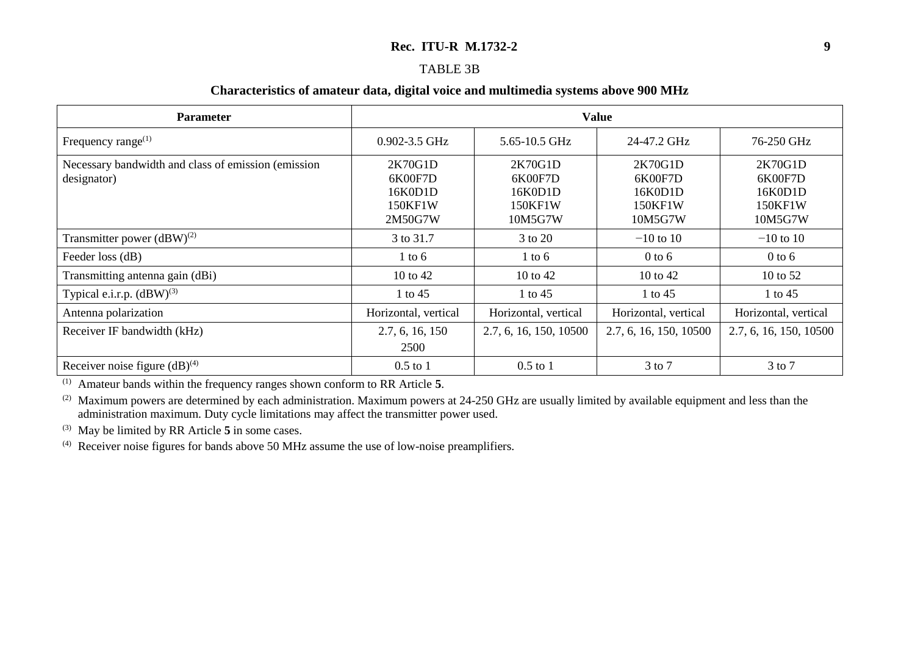TABLE 3B

**Characteristics of amateur data, digital voice and multimedia systems above 900 MHz**

| Parameter | Value | | | |
|---|---|---|---|---|
| Frequency range[(1)] | 0.902-3.5 GHz | 5.65-10.5 GHz | 24-47.2 GHz | 76-250 GHz |
| Necessary bandwidth and class of emission (emission designator) | 2K70G1D<br>6K00F7D<br>16K0D1D<br>150KF1W<br>2M50G7W | 2K70G1D<br>6K00F7D<br>16K0D1D<br>150KF1W<br>10M5G7W | 2K70G1D<br>6K00F7D<br>16K0D1D<br>150KF1W<br>10M5G7W | 2K70G1D<br>6K00F7D<br>16K0D1D<br>150KF1W<br>10M5G7W |
| Transmitter power (dBW)[(2)] | 3 to 31.7 | 3 to 20 | −10 to 10 | −10 to 10 |
| Feeder loss (dB) | 1 to 6 | 1 to 6 | 0 to 6 | 0 to 6 |
| Transmitting antenna gain (dBi) | 10 to 42 | 10 to 42 | 10 to 42 | 10 to 52 |
| Typical e.i.r.p. (dBW)[(3)] | 1 to 45 | 1 to 45 | 1 to 45 | 1 to 45 |
| Antenna polarization | Horizontal, vertical | Horizontal, vertical | Horizontal, vertical | Horizontal, vertical |
| Receiver IF bandwidth (kHz) | 2.7, 6, 16, 150<br>2500 | 2.7, 6, 16, 150, 10500 | 2.7, 6, 16, 150, 10500 | 2.7, 6, 16, 150, 10500 |
| Receiver noise figure (dB)[(4)] | 0.5 to 1 | 0.5 to 1 | 3 to 7 | 3 to 7 |

(1) Amateur bands within the frequency ranges shown conform to RR Article **5**.

(2) Maximum powers are determined by each administration. Maximum powers at 24-250 GHz are usually limited by available equipment and less than the administration maximum. Duty cycle limitations may affect the transmitter power used.

(3) May be limited by RR Article **5** in some cases.

(4) Receiver noise figures for bands above 50 MHz assume the use of low-noise preamplifiers.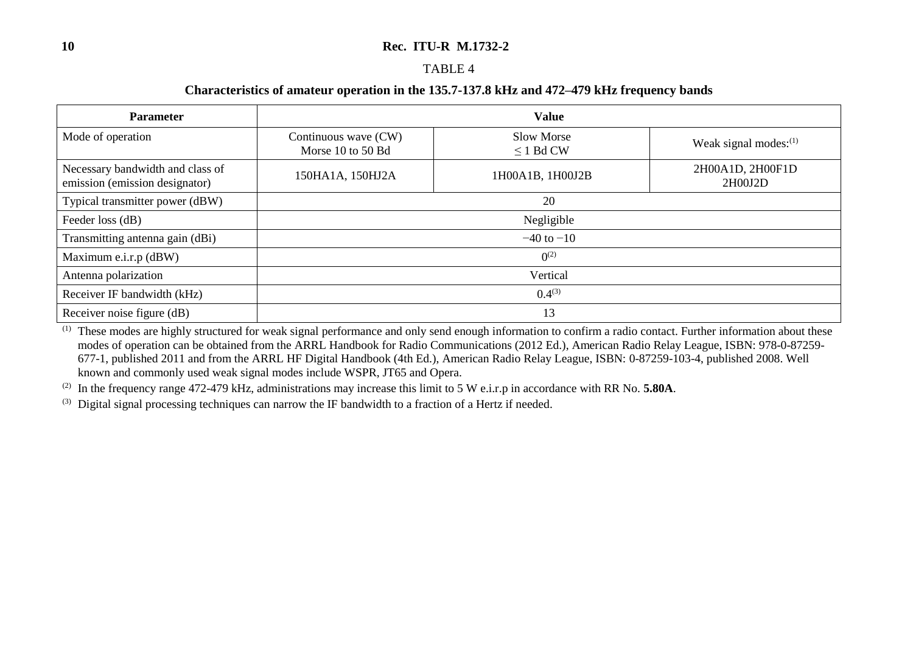TABLE 4

**Characteristics of amateur operation in the 135.7-137.8 kHz and 472–479 kHz frequency bands**

| Parameter | Value | | |
|---|---|---|---|
| Mode of operation | Continuous wave (CW)<br>Morse 10 to 50 Bd | Slow Morse<br>≤ 1 Bd CW | Weak signal modes:[(1)] |
| Necessary bandwidth and class of emission (emission designator) | 150HA1A, 150HJ2A | 1H00A1B, 1H00J2B | 2H00A1D, 2H00F1D<br>2H00J2D |
| Typical transmitter power (dBW) | 20 | | |
| Feeder loss (dB) | Negligible | | |
| Transmitting antenna gain (dBi) | −40 to −10 | | |
| Maximum e.i.r.p (dBW) | 0[(2)] | | |
| Antenna polarization | Vertical | | |
| Receiver IF bandwidth (kHz) | 0.4[(3)] | | |
| Receiver noise figure (dB) | 13 | | |

[(1)] These modes are highly structured for weak signal performance and only send enough information to confirm a radio contact. Further information about these modes of operation can be obtained from the ARRL Handbook for Radio Communications (2012 Ed.), American Radio Relay League, ISBN: 978-0-87259-677-1, published 2011 and from the ARRL HF Digital Handbook (4th Ed.), American Radio Relay League, ISBN: 0-87259-103-4, published 2008. Well known and commonly used weak signal modes include WSPR, JT65 and Opera.

[(2)] In the frequency range 472-479 kHz, administrations may increase this limit to 5 W e.i.r.p in accordance with RR No. **5.80A**.

[(3)] Digital signal processing techniques can narrow the IF bandwidth to a fraction of a Hertz if needed.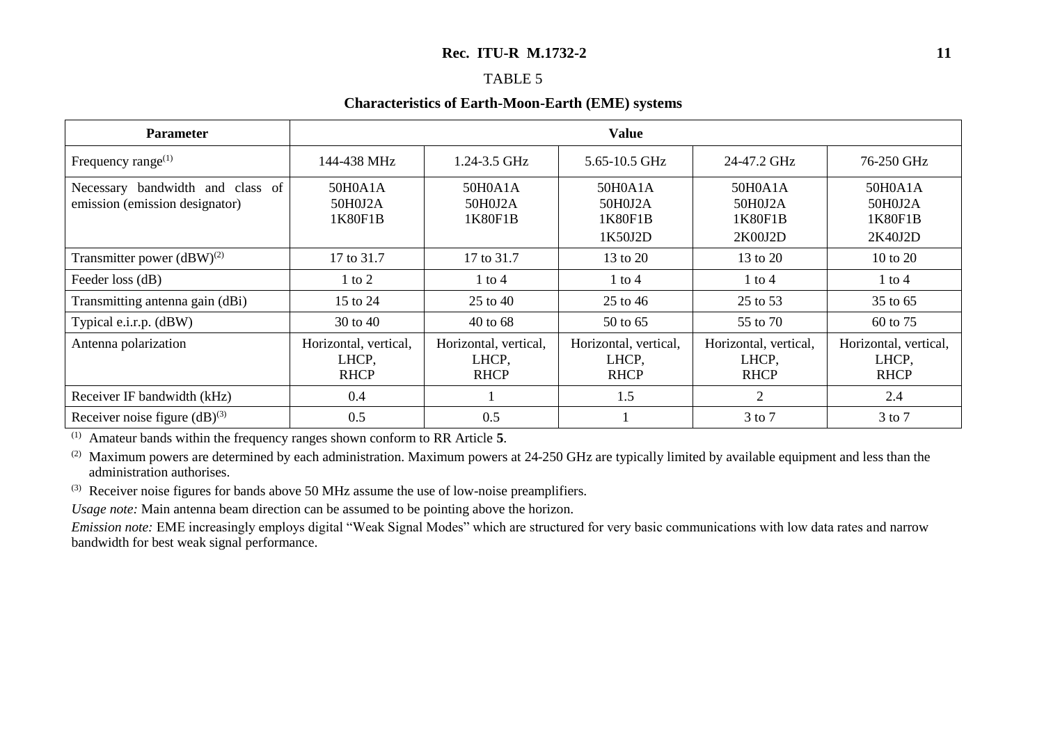TABLE 5

**Characteristics of Earth-Moon-Earth (EME) systems**

| Parameter | Value | | | | |
|---|---|---|---|---|---|
| Frequency range[(1)] | 144-438 MHz | 1.24-3.5 GHz | 5.65-10.5 GHz | 24-47.2 GHz | 76-250 GHz |
| Necessary bandwidth and class of emission (emission designator) | 50H0A1A<br>50H0J2A<br>1K80F1B | 50H0A1A<br>50H0J2A<br>1K80F1B | 50H0A1A<br>50H0J2A<br>1K80F1B<br>1K50J2D | 50H0A1A<br>50H0J2A<br>1K80F1B<br>2K00J2D | 50H0A1A<br>50H0J2A<br>1K80F1B<br>2K40J2D |
| Transmitter power (dBW)[(2)] | 17 to 31.7 | 17 to 31.7 | 13 to 20 | 13 to 20 | 10 to 20 |
| Feeder loss (dB) | 1 to 2 | 1 to 4 | 1 to 4 | 1 to 4 | 1 to 4 |
| Transmitting antenna gain (dBi) | 15 to 24 | 25 to 40 | 25 to 46 | 25 to 53 | 35 to 65 |
| Typical e.i.r.p. (dBW) | 30 to 40 | 40 to 68 | 50 to 65 | 55 to 70 | 60 to 75 |
| Antenna polarization | Horizontal, vertical, LHCP, RHCP | Horizontal, vertical, LHCP, RHCP | Horizontal, vertical, LHCP, RHCP | Horizontal, vertical, LHCP, RHCP | Horizontal, vertical, LHCP, RHCP |
| Receiver IF bandwidth (kHz) | 0.4 | 1 | 1.5 | 2 | 2.4 |
| Receiver noise figure (dB)[(3)] | 0.5 | 0.5 | 1 | 3 to 7 | 3 to 7 |

[(1)] Amateur bands within the frequency ranges shown conform to RR Article **5**.

[(2)] Maximum powers are determined by each administration. Maximum powers at 24-250 GHz are typically limited by available equipment and less than the administration authorises.

[(3)] Receiver noise figures for bands above 50 MHz assume the use of low-noise preamplifiers.

*Usage note:* Main antenna beam direction can be assumed to be pointing above the horizon.

*Emission note:* EME increasingly employs digital "Weak Signal Modes" which are structured for very basic communications with low data rates and narrow bandwidth for best weak signal performance.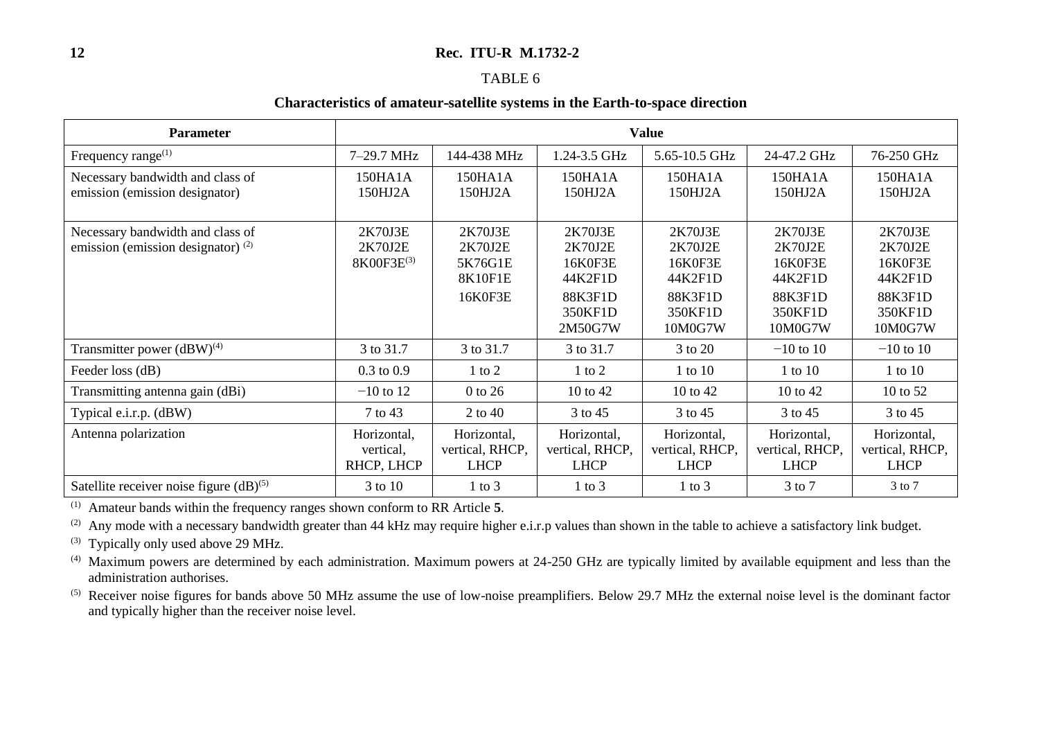TABLE 6

**Characteristics of amateur-satellite systems in the Earth-to-space direction**

| Parameter | Value | | | | | |
|---|---|---|---|---|---|---|
| Frequency range[(1)] | 7–29.7 MHz | 144-438 MHz | 1.24-3.5 GHz | 5.65-10.5 GHz | 24-47.2 GHz | 76-250 GHz |
| Necessary bandwidth and class of emission (emission designator) | 150HA1A<br>150HJ2A | 150HA1A<br>150HJ2A | 150HA1A<br>150HJ2A | 150HA1A<br>150HJ2A | 150HA1A<br>150HJ2A | 150HA1A<br>150HJ2A |
| Necessary bandwidth and class of emission (emission designator) [(2)] | 2K70J3E<br>2K70J2E<br>8K00F3E[(3)] | 2K70J3E<br>2K70J2E<br>5K76G1E<br>8K10F1E<br>16K0F3E | 2K70J3E<br>2K70J2E<br>16K0F3E<br>44K2F1D<br>88K3F1D<br>350KF1D<br>2M50G7W | 2K70J3E<br>2K70J2E<br>16K0F3E<br>44K2F1D<br>88K3F1D<br>350KF1D<br>10M0G7W | 2K70J3E<br>2K70J2E<br>16K0F3E<br>44K2F1D<br>88K3F1D<br>350KF1D<br>10M0G7W | 2K70J3E<br>2K70J2E<br>16K0F3E<br>44K2F1D<br>88K3F1D<br>350KF1D<br>10M0G7W |
| Transmitter power (dBW)[(4)] | 3 to 31.7 | 3 to 31.7 | 3 to 31.7 | 3 to 20 | −10 to 10 | −10 to 10 |
| Feeder loss (dB) | 0.3 to 0.9 | 1 to 2 | 1 to 2 | 1 to 10 | 1 to 10 | 1 to 10 |
| Transmitting antenna gain (dBi) | −10 to 12 | 0 to 26 | 10 to 42 | 10 to 42 | 10 to 42 | 10 to 52 |
| Typical e.i.r.p. (dBW) | 7 to 43 | 2 to 40 | 3 to 45 | 3 to 45 | 3 to 45 | 3 to 45 |
| Antenna polarization | Horizontal, vertical, RHCP, LHCP | Horizontal, vertical, RHCP, LHCP | Horizontal, vertical, RHCP, LHCP | Horizontal, vertical, RHCP, LHCP | Horizontal, vertical, RHCP, LHCP | Horizontal, vertical, RHCP, LHCP |
| Satellite receiver noise figure (dB)[(5)] | 3 to 10 | 1 to 3 | 1 to 3 | 1 to 3 | 3 to 7 | 3 to 7 |

(1) Amateur bands within the frequency ranges shown conform to RR Article **5**.

(2) Any mode with a necessary bandwidth greater than 44 kHz may require higher e.i.r.p values than shown in the table to achieve a satisfactory link budget.

(3) Typically only used above 29 MHz.

(4) Maximum powers are determined by each administration. Maximum powers at 24-250 GHz are typically limited by available equipment and less than the administration authorises.

(5) Receiver noise figures for bands above 50 MHz assume the use of low-noise preamplifiers. Below 29.7 MHz the external noise level is the dominant factor and typically higher than the receiver noise level.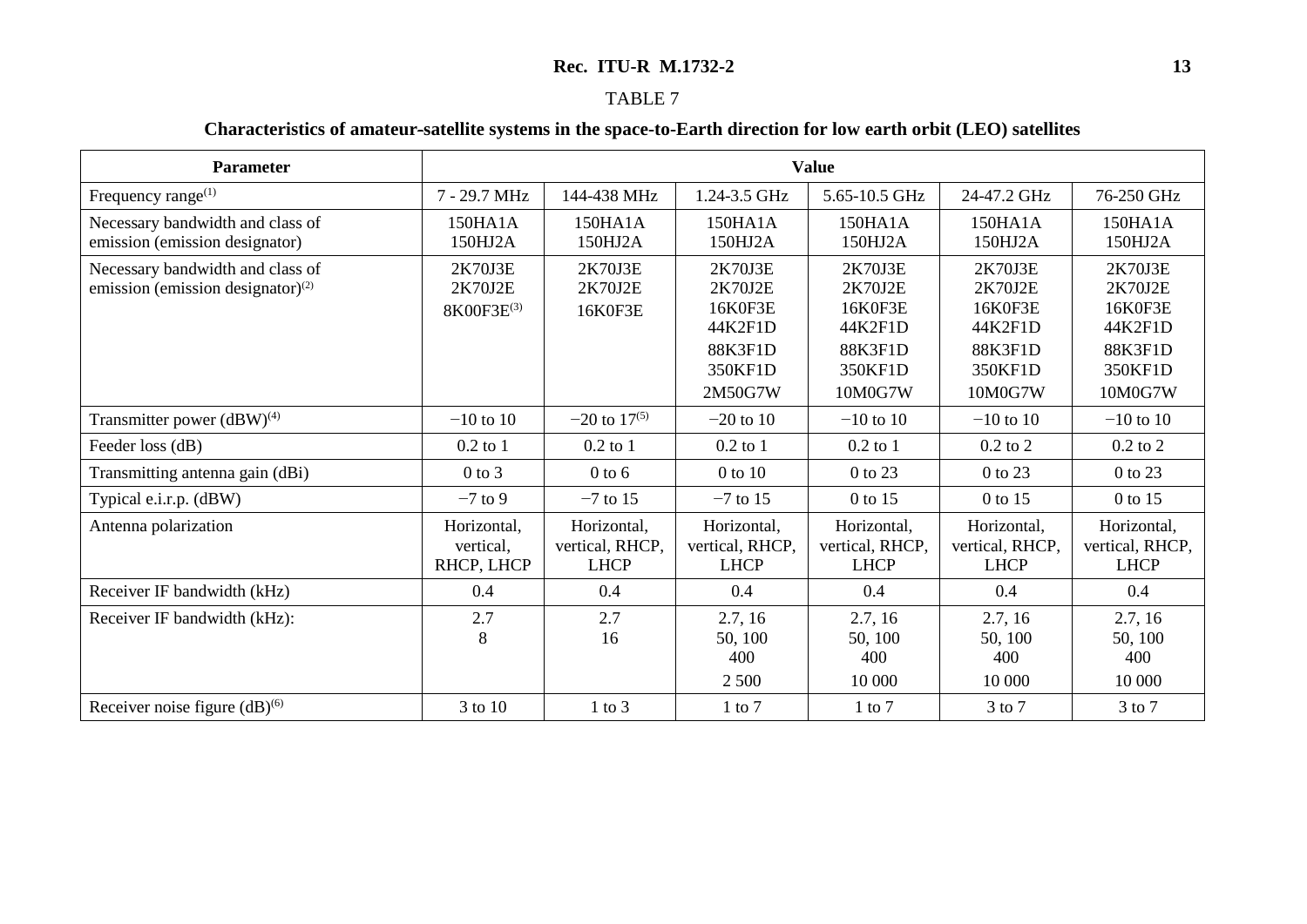TABLE 7

**Characteristics of amateur-satellite systems in the space-to-Earth direction for low earth orbit (LEO) satellites**

| Parameter | Value | | | | | |
|---|---|---|---|---|---|---|
| Frequency range(1) | 7 - 29.7 MHz | 144-438 MHz | 1.24-3.5 GHz | 5.65-10.5 GHz | 24-47.2 GHz | 76-250 GHz |
| Necessary bandwidth and class of emission (emission designator) | 150HA1A<br>150HJ2A | 150HA1A<br>150HJ2A | 150HA1A<br>150HJ2A | 150HA1A<br>150HJ2A | 150HA1A<br>150HJ2A | 150HA1A<br>150HJ2A |
| Necessary bandwidth and class of emission (emission designator)(2) | 2K70J3E<br>2K70J2E<br>8K00F3E(3) | 2K70J3E<br>2K70J2E<br>16K0F3E | 2K70J3E<br>2K70J2E<br>16K0F3E<br>44K2F1D<br>88K3F1D<br>350KF1D<br>2M50G7W | 2K70J3E<br>2K70J2E<br>16K0F3E<br>44K2F1D<br>88K3F1D<br>350KF1D<br>10M0G7W | 2K70J3E<br>2K70J2E<br>16K0F3E<br>44K2F1D<br>88K3F1D<br>350KF1D<br>10M0G7W | 2K70J3E<br>2K70J2E<br>16K0F3E<br>44K2F1D<br>88K3F1D<br>350KF1D<br>10M0G7W |
| Transmitter power (dBW)(4) | −10 to 10 | −20 to 17(5) | −20 to 10 | −10 to 10 | −10 to 10 | −10 to 10 |
| Feeder loss (dB) | 0.2 to 1 | 0.2 to 1 | 0.2 to 1 | 0.2 to 1 | 0.2 to 2 | 0.2 to 2 |
| Transmitting antenna gain (dBi) | 0 to 3 | 0 to 6 | 0 to 10 | 0 to 23 | 0 to 23 | 0 to 23 |
| Typical e.i.r.p. (dBW) | −7 to 9 | −7 to 15 | −7 to 15 | 0 to 15 | 0 to 15 | 0 to 15 |
| Antenna polarization | Horizontal, vertical, RHCP, LHCP | Horizontal, vertical, RHCP, LHCP | Horizontal, vertical, RHCP, LHCP | Horizontal, vertical, RHCP, LHCP | Horizontal, vertical, RHCP, LHCP | Horizontal, vertical, RHCP, LHCP |
| Receiver IF bandwidth (kHz) | 0.4 | 0.4 | 0.4 | 0.4 | 0.4 | 0.4 |
| Receiver IF bandwidth (kHz): | 2.7<br>8 | 2.7<br>16 | 2.7, 16<br>50, 100<br>400<br>2 500 | 2.7, 16<br>50, 100<br>400<br>10 000 | 2.7, 16<br>50, 100<br>400<br>10 000 | 2.7, 16<br>50, 100<br>400<br>10 000 |
| Receiver noise figure (dB)(6) | 3 to 10 | 1 to 3 | 1 to 7 | 1 to 7 | 3 to 7 | 3 to 7 |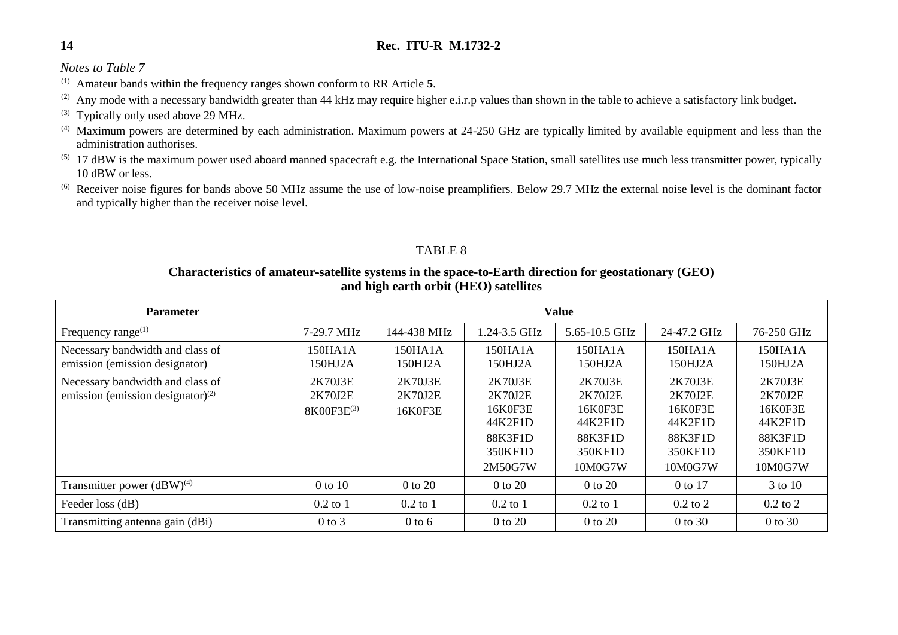*Notes to Table 7*

(1) Amateur bands within the frequency ranges shown conform to RR Article **5**.

(2) Any mode with a necessary bandwidth greater than 44 kHz may require higher e.i.r.p values than shown in the table to achieve a satisfactory link budget.

(3) Typically only used above 29 MHz.

(4) Maximum powers are determined by each administration. Maximum powers at 24-250 GHz are typically limited by available equipment and less than the administration authorises.

(5) 17 dBW is the maximum power used aboard manned spacecraft e.g. the International Space Station, small satellites use much less transmitter power, typically 10 dBW or less.

(6) Receiver noise figures for bands above 50 MHz assume the use of low-noise preamplifiers. Below 29.7 MHz the external noise level is the dominant factor and typically higher than the receiver noise level.

TABLE 8

**Characteristics of amateur-satellite systems in the space-to-Earth direction for geostationary (GEO) and high earth orbit (HEO) satellites**

| Parameter | Value | | | | | |
|---|---|---|---|---|---|---|
| Frequency range(1) | 7-29.7 MHz | 144-438 MHz | 1.24-3.5 GHz | 5.65-10.5 GHz | 24-47.2 GHz | 76-250 GHz |
| Necessary bandwidth and class of emission (emission designator) | 150HA1A<br>150HJ2A | 150HA1A<br>150HJ2A | 150HA1A<br>150HJ2A | 150HA1A<br>150HJ2A | 150HA1A<br>150HJ2A | 150HA1A<br>150HJ2A |
| Necessary bandwidth and class of emission (emission designator)(2) | 2K70J3E<br>2K70J2E<br>8K00F3E(3) | 2K70J3E<br>2K70J2E<br>16K0F3E | 2K70J3E<br>2K70J2E<br>16K0F3E<br>44K2F1D<br>88K3F1D<br>350KF1D<br>2M50G7W | 2K70J3E<br>2K70J2E<br>16K0F3E<br>44K2F1D<br>88K3F1D<br>350KF1D<br>10M0G7W | 2K70J3E<br>2K70J2E<br>16K0F3E<br>44K2F1D<br>88K3F1D<br>350KF1D<br>10M0G7W | 2K70J3E<br>2K70J2E<br>16K0F3E<br>44K2F1D<br>88K3F1D<br>350KF1D<br>10M0G7W |
| Transmitter power (dBW)(4) | 0 to 10 | 0 to 20 | 0 to 20 | 0 to 20 | 0 to 17 | −3 to 10 |
| Feeder loss (dB) | 0.2 to 1 | 0.2 to 1 | 0.2 to 1 | 0.2 to 1 | 0.2 to 2 | 0.2 to 2 |
| Transmitting antenna gain (dBi) | 0 to 3 | 0 to 6 | 0 to 20 | 0 to 20 | 0 to 30 | 0 to 30 |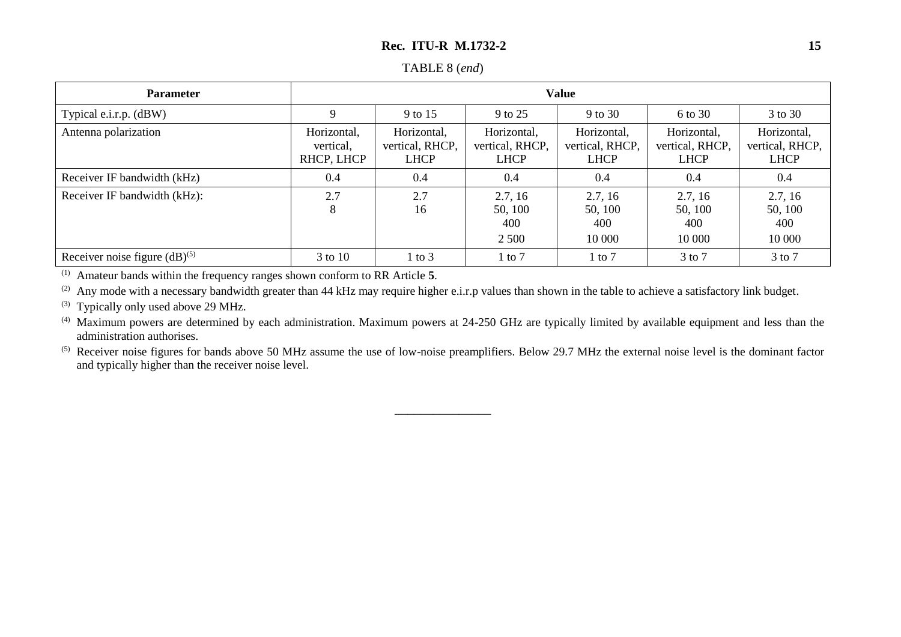TABLE 8 (*end*)

| Parameter | Value | | | | | |
|---|---|---|---|---|---|---|
| Typical e.i.r.p. (dBW) | 9 | 9 to 15 | 9 to 25 | 9 to 30 | 6 to 30 | 3 to 30 |
| Antenna polarization | Horizontal, vertical, RHCP, LHCP | Horizontal, vertical, RHCP, LHCP | Horizontal, vertical, RHCP, LHCP | Horizontal, vertical, RHCP, LHCP | Horizontal, vertical, RHCP, LHCP | Horizontal, vertical, RHCP, LHCP |
| Receiver IF bandwidth (kHz) | 0.4 | 0.4 | 0.4 | 0.4 | 0.4 | 0.4 |
| Receiver IF bandwidth (kHz): | 2.7<br>8 | 2.7<br>16 | 2.7, 16<br>50, 100<br>400<br>2 500 | 2.7, 16<br>50, 100<br>400<br>10 000 | 2.7, 16<br>50, 100<br>400<br>10 000 | 2.7, 16<br>50, 100<br>400<br>10 000 |
| Receiver noise figure (dB)(5) | 3 to 10 | 1 to 3 | 1 to 7 | 1 to 7 | 3 to 7 | 3 to 7 |

(1) Amateur bands within the frequency ranges shown conform to RR Article **5**.

(2) Any mode with a necessary bandwidth greater than 44 kHz may require higher e.i.r.p values than shown in the table to achieve a satisfactory link budget.

(3) Typically only used above 29 MHz.

(4) Maximum powers are determined by each administration. Maximum powers at 24-250 GHz are typically limited by available equipment and less than the administration authorises.

(5) Receiver noise figures for bands above 50 MHz assume the use of low-noise preamplifiers. Below 29.7 MHz the external noise level is the dominant factor and typically higher than the receiver noise level.

______________